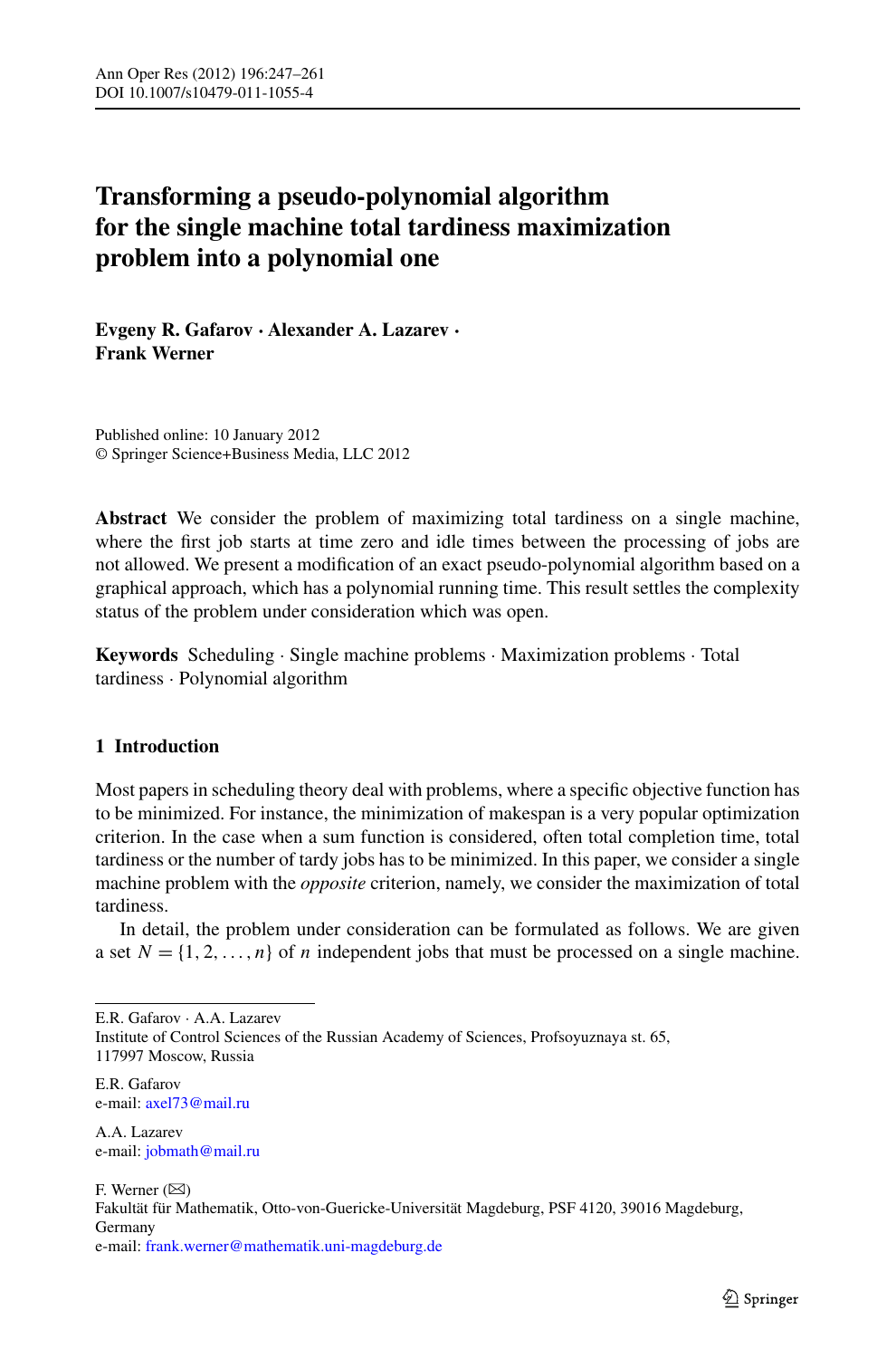# Transforming a pseudo-polynomial algorithm for the single machine total tardiness maximization problem into a polynomial one

**Evgeny R. Gafarov · Alexander A. Lazarev · Frank Werner**

Published online: 10 January 2012
© Springer Science+Business Media, LLC 2012

**Abstract** We consider the problem of maximizing total tardiness on a single machine, where the first job starts at time zero and idle times between the processing of jobs are not allowed. We present a modification of an exact pseudo-polynomial algorithm based on a graphical approach, which has a polynomial running time. This result settles the complexity status of the problem under consideration which was open.

**Keywords** Scheduling · Single machine problems · Maximization problems · Total tardiness · Polynomial algorithm

## 1 Introduction

Most papers in scheduling theory deal with problems, where a specific objective function has to be minimized. For instance, the minimization of makespan is a very popular optimization criterion. In the case when a sum function is considered, often total completion time, total tardiness or the number of tardy jobs has to be minimized. In this paper, we consider a single machine problem with the *opposite* criterion, namely, we consider the maximization of total tardiness.

In detail, the problem under consideration can be formulated as follows. We are given a set $N = \{1, 2, \ldots, n\}$ of $n$ independent jobs that must be processed on a single machine.

---

E.R. Gafarov · A.A. Lazarev
Institute of Control Sciences of the Russian Academy of Sciences, Profsoyuznaya st. 65, 117997 Moscow, Russia

E.R. Gafarov
e-mail: axel73@mail.ru

A.A. Lazarev
e-mail: jobmath@mail.ru

F. Werner (✉)
Fakultät für Mathematik, Otto-von-Guericke-Universität Magdeburg, PSF 4120, 39016 Magdeburg, Germany
e-mail: frank.werner@mathematik.uni-magdeburg.de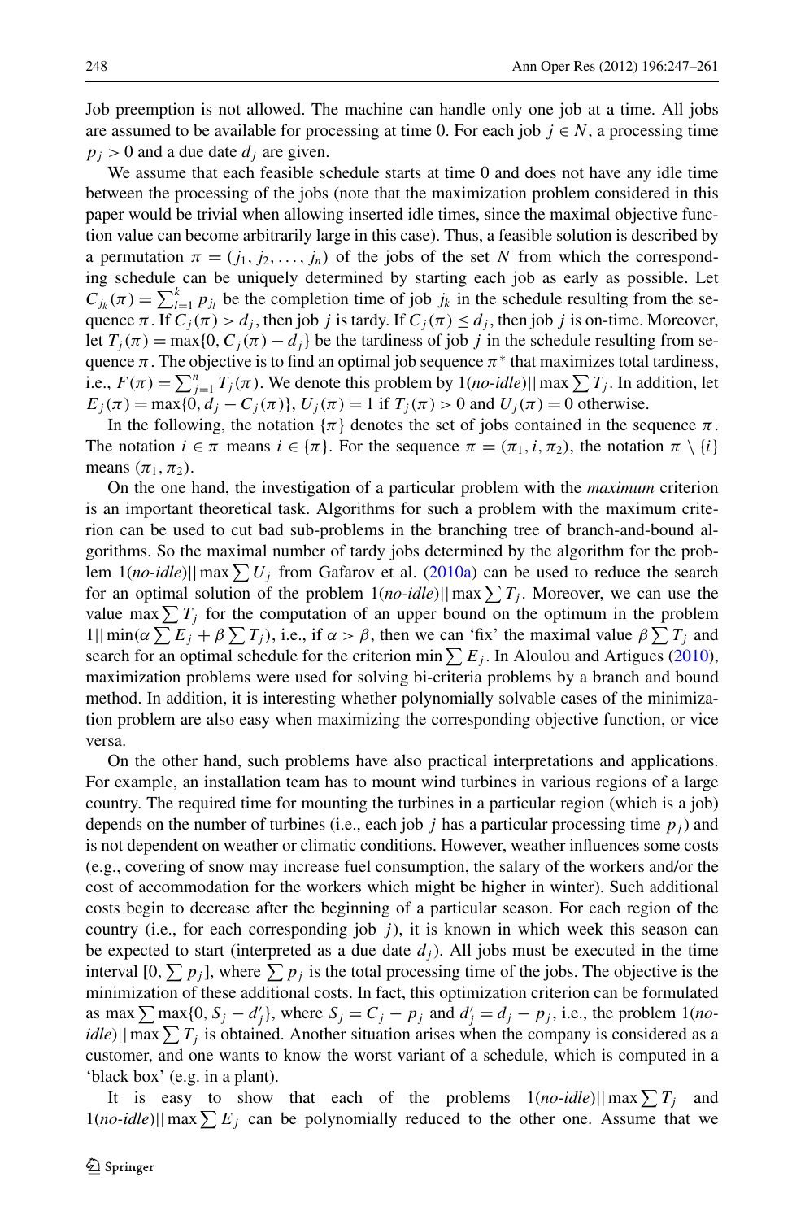Job preemption is not allowed. The machine can handle only one job at a time. All jobs are assumed to be available for processing at time 0. For each job $j \in N$, a processing time $p_j > 0$ and a due date $d_j$ are given.

We assume that each feasible schedule starts at time 0 and does not have any idle time between the processing of the jobs (note that the maximization problem considered in this paper would be trivial when allowing inserted idle times, since the maximal objective function value can become arbitrarily large in this case). Thus, a feasible solution is described by a permutation $\pi = (j_1, j_2, \dots, j_n)$ of the jobs of the set $N$ from which the corresponding schedule can be uniquely determined by starting each job as early as possible. Let $C_{j_k}(\pi) = \sum_{l=1}^{k} p_{j_l}$ be the completion time of job $j_k$ in the schedule resulting from the sequence $\pi$. If $C_j(\pi) > d_j$, then job $j$ is tardy. If $C_j(\pi) \le d_j$, then job $j$ is on-time. Moreover, let $T_j(\pi) = \max\{0, C_j(\pi) - d_j\}$ be the tardiness of job $j$ in the schedule resulting from sequence $\pi$. The objective is to find an optimal job sequence $\pi^*$ that maximizes total tardiness, i.e., $F(\pi) = \sum_{j=1}^{n} T_j(\pi)$. We denote this problem by $1(\textit{no-idle})||\max \sum T_j$. In addition, let $E_j(\pi) = \max\{0, d_j - C_j(\pi)\}$, $U_j(\pi) = 1$ if $T_j(\pi) > 0$ and $U_j(\pi) = 0$ otherwise.

In the following, the notation $\{\pi\}$ denotes the set of jobs contained in the sequence $\pi$. The notation $i \in \pi$ means $i \in \{\pi\}$. For the sequence $\pi = (\pi_1, i, \pi_2)$, the notation $\pi \setminus \{i\}$ means $(\pi_1, \pi_2)$.

On the one hand, the investigation of a particular problem with the *maximum* criterion is an important theoretical task. Algorithms for such a problem with the maximum criterion can be used to cut bad sub-problems in the branching tree of branch-and-bound algorithms. So the maximal number of tardy jobs determined by the algorithm for the problem $1(\textit{no-idle})||\max \sum U_j$ from Gafarov et al. (2010a) can be used to reduce the search for an optimal solution of the problem $1(\textit{no-idle})||\max \sum T_j$. Moreover, we can use the value $\max \sum T_j$ for the computation of an upper bound on the optimum in the problem $1||\min(\alpha \sum E_j + \beta \sum T_j)$, i.e., if $\alpha > \beta$, then we can 'fix' the maximal value $\beta \sum T_j$ and search for an optimal schedule for the criterion $\min \sum E_j$. In Aloulou and Artigues (2010), maximization problems were used for solving bi-criteria problems by a branch and bound method. In addition, it is interesting whether polynomially solvable cases of the minimization problem are also easy when maximizing the corresponding objective function, or vice versa.

On the other hand, such problems have also practical interpretations and applications. For example, an installation team has to mount wind turbines in various regions of a large country. The required time for mounting the turbines in a particular region (which is a job) depends on the number of turbines (i.e., each job $j$ has a particular processing time $p_j$) and is not dependent on weather or climatic conditions. However, weather influences some costs (e.g., covering of snow may increase fuel consumption, the salary of the workers and/or the cost of accommodation for the workers which might be higher in winter). Such additional costs begin to decrease after the beginning of a particular season. For each region of the country (i.e., for each corresponding job $j$), it is known in which week this season can be expected to start (interpreted as a due date $d_j$). All jobs must be executed in the time interval $[0, \sum p_j]$, where $\sum p_j$ is the total processing time of the jobs. The objective is the minimization of these additional costs. In fact, this optimization criterion can be formulated as $\max \sum \max\{0, S_j - d'_j\}$, where $S_j = C_j - p_j$ and $d'_j = d_j - p_j$, i.e., the problem $1(\textit{no-idle})||\max \sum T_j$ is obtained. Another situation arises when the company is considered as a customer, and one wants to know the worst variant of a schedule, which is computed in a 'black box' (e.g. in a plant).

It is easy to show that each of the problems $1(\textit{no-idle})||\max \sum T_j$ and $1(\textit{no-idle})||\max \sum E_j$ can be polynomially reduced to the other one. Assume that we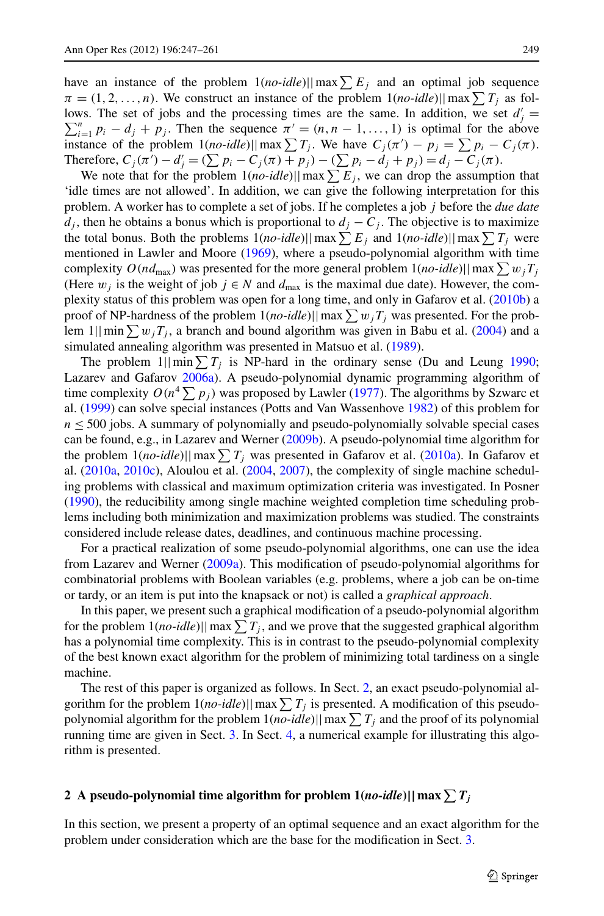have an instance of the problem $1(no\text{-}idle)||\max \sum E_j$ and an optimal job sequence $\pi = (1, 2, \ldots, n)$. We construct an instance of the problem $1(no\text{-}idle)||\max \sum T_j$ as follows. The set of jobs and the processing times are the same. In addition, we set $d'_j = \sum_{i=1}^{n} p_i - d_j + p_j$. Then the sequence $\pi' = (n, n-1, \ldots, 1)$ is optimal for the above instance of the problem $1(no\text{-}idle)||\max \sum T_j$. We have $C_j(\pi') - p_j = \sum p_i - C_j(\pi)$. Therefore, $C_j(\pi') - d'_j = (\sum p_i - C_j(\pi) + p_j) - (\sum p_i - d_j + p_j) = d_j - C_j(\pi)$.

We note that for the problem $1(no\text{-}idle)||\max \sum E_j$, we can drop the assumption that 'idle times are not allowed'. In addition, we can give the following interpretation for this problem. A worker has to complete a set of jobs. If he completes a job $j$ before the *due date* $d_j$, then he obtains a bonus which is proportional to $d_j - C_j$. The objective is to maximize the total bonus. Both the problems $1(no\text{-}idle)||\max \sum E_j$ and $1(no\text{-}idle)||\max \sum T_j$ were mentioned in Lawler and Moore (1969), where a pseudo-polynomial algorithm with time complexity $O(nd_{\max})$ was presented for the more general problem $1(no\text{-}idle)||\max \sum w_j T_j$ (Here $w_j$ is the weight of job $j \in N$ and $d_{\max}$ is the maximal due date). However, the complexity status of this problem was open for a long time, and only in Gafarov et al. (2010b) a proof of NP-hardness of the problem $1(no\text{-}idle)||\max \sum w_j T_j$ was presented. For the problem $1||\min \sum w_j T_j$, a branch and bound algorithm was given in Babu et al. (2004) and a simulated annealing algorithm was presented in Matsuo et al. (1989).

The problem $1||\min \sum T_j$ is NP-hard in the ordinary sense (Du and Leung 1990; Lazarev and Gafarov 2006a). A pseudo-polynomial dynamic programming algorithm of time complexity $O(n^4 \sum p_j)$ was proposed by Lawler (1977). The algorithms by Szwarc et al. (1999) can solve special instances (Potts and Van Wassenhove 1982) of this problem for $n \le 500$ jobs. A summary of polynomially and pseudo-polynomially solvable special cases can be found, e.g., in Lazarev and Werner (2009b). A pseudo-polynomial time algorithm for the problem $1(no\text{-}idle)||\max \sum T_j$ was presented in Gafarov et al. (2010a). In Gafarov et al. (2010a, 2010c), Aloulou et al. (2004, 2007), the complexity of single machine scheduling problems with classical and maximum optimization criteria was investigated. In Posner (1990), the reducibility among single machine weighted completion time scheduling problems including both minimization and maximization problems was studied. The constraints considered include release dates, deadlines, and continuous machine processing.

For a practical realization of some pseudo-polynomial algorithms, one can use the idea from Lazarev and Werner (2009a). This modification of pseudo-polynomial algorithms for combinatorial problems with Boolean variables (e.g. problems, where a job can be on-time or tardy, or an item is put into the knapsack or not) is called a *graphical approach*.

In this paper, we present such a graphical modification of a pseudo-polynomial algorithm for the problem $1(no\text{-}idle)||\max \sum T_j$, and we prove that the suggested graphical algorithm has a polynomial time complexity. This is in contrast to the pseudo-polynomial complexity of the best known exact algorithm for the problem of minimizing total tardiness on a single machine.

The rest of this paper is organized as follows. In Sect. 2, an exact pseudo-polynomial algorithm for the problem $1(no\text{-}idle)||\max \sum T_j$ is presented. A modification of this pseudo-polynomial algorithm for the problem $1(no\text{-}idle)||\max \sum T_j$ and the proof of its polynomial running time are given in Sect. 3. In Sect. 4, a numerical example for illustrating this algorithm is presented.

## 2 A pseudo-polynomial time algorithm for problem $1(no\text{-}idle)||\max \sum T_j$

In this section, we present a property of an optimal sequence and an exact algorithm for the problem under consideration which are the base for the modification in Sect. 3.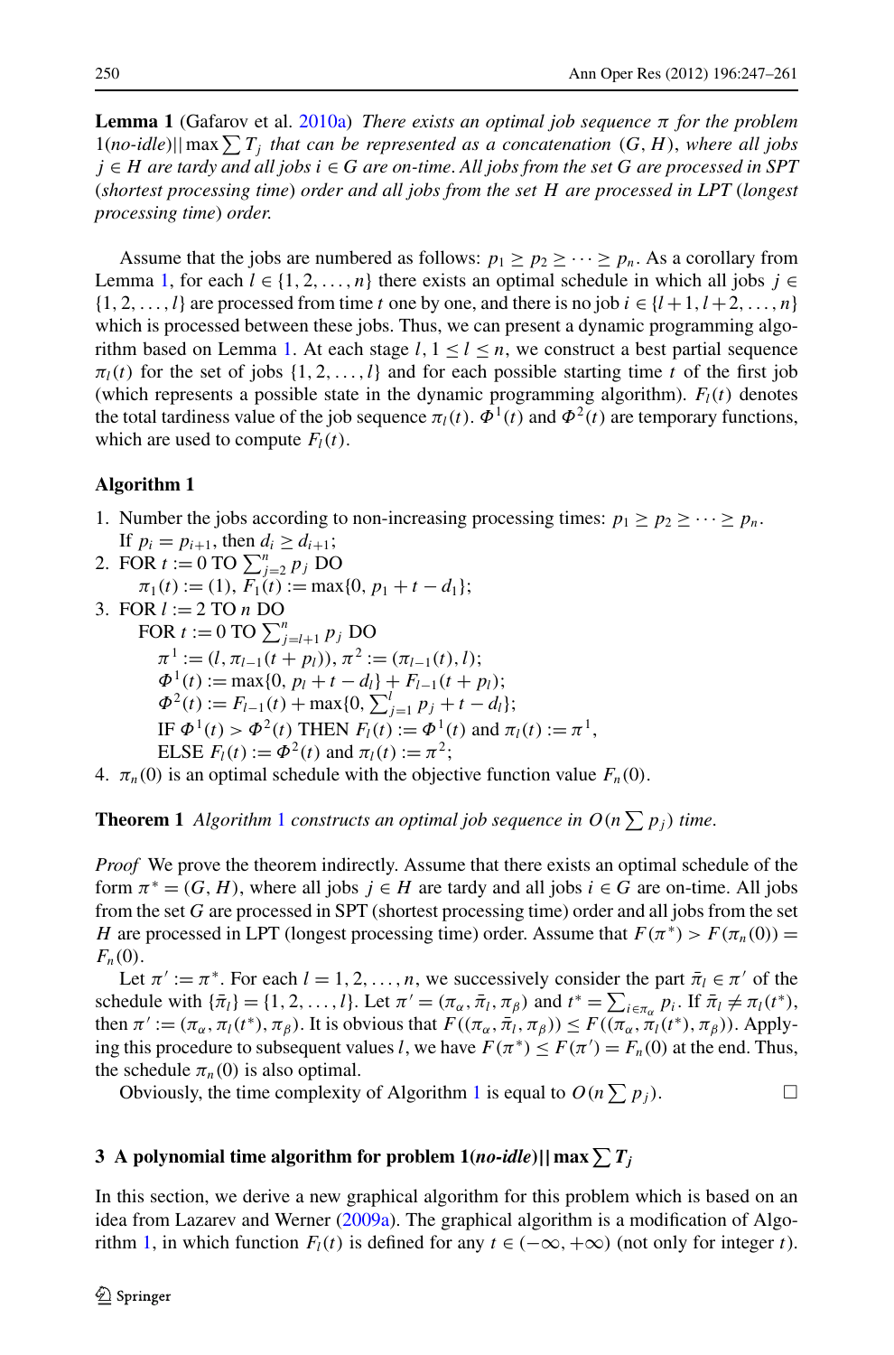**Lemma 1** (Gafarov et al. 2010a) *There exists an optimal job sequence $\pi$ for the problem $1(no\text{-}idle)||\max\sum T_j$ that can be represented as a concatenation $(G, H)$, where all jobs $j \in H$ are tardy and all jobs $i \in G$ are on-time. All jobs from the set $G$ are processed in SPT (shortest processing time) order and all jobs from the set $H$ are processed in LPT (longest processing time) order.*

Assume that the jobs are numbered as follows: $p_1 \geq p_2 \geq \cdots \geq p_n$. As a corollary from Lemma 1, for each $l \in \{1, 2, \ldots, n\}$ there exists an optimal schedule in which all jobs $j \in \{1, 2, \ldots, l\}$ are processed from time $t$ one by one, and there is no job $i \in \{l+1, l+2, \ldots, n\}$ which is processed between these jobs. Thus, we can present a dynamic programming algorithm based on Lemma 1. At each stage $l$, $1 \leq l \leq n$, we construct a best partial sequence $\pi_l(t)$ for the set of jobs $\{1, 2, \ldots, l\}$ and for each possible starting time $t$ of the first job (which represents a possible state in the dynamic programming algorithm). $F_l(t)$ denotes the total tardiness value of the job sequence $\pi_l(t)$. $\Phi^1(t)$ and $\Phi^2(t)$ are temporary functions, which are used to compute $F_l(t)$.

**Algorithm 1**

1. Number the jobs according to non-increasing processing times: $p_1 \geq p_2 \geq \cdots \geq p_n$. If $p_i = p_{i+1}$, then $d_i \geq d_{i+1}$;
2. FOR $t := 0$ TO $\sum_{j=2}^{n} p_j$ DO
   $\pi_1(t) := (1)$, $F_1(t) := \max\{0, p_1 + t - d_1\}$;
3. FOR $l := 2$ TO $n$ DO
   FOR $t := 0$ TO $\sum_{j=l+1}^{n} p_j$ DO
   $\pi^1 := (l, \pi_{l-1}(t + p_l))$, $\pi^2 := (\pi_{l-1}(t), l)$;
   $\Phi^1(t) := \max\{0, p_l + t - d_l\} + F_{l-1}(t + p_l)$;
   $\Phi^2(t) := F_{l-1}(t) + \max\{0, \sum_{j=1}^{l} p_j + t - d_l\}$;
   IF $\Phi^1(t) > \Phi^2(t)$ THEN $F_l(t) := \Phi^1(t)$ and $\pi_l(t) := \pi^1$,
   ELSE $F_l(t) := \Phi^2(t)$ and $\pi_l(t) := \pi^2$;
4. $\pi_n(0)$ is an optimal schedule with the objective function value $F_n(0)$.

**Theorem 1** *Algorithm 1 constructs an optimal job sequence in $O(n\sum p_j)$ time.*

*Proof* We prove the theorem indirectly. Assume that there exists an optimal schedule of the form $\pi^* = (G, H)$, where all jobs $j \in H$ are tardy and all jobs $i \in G$ are on-time. All jobs from the set $G$ are processed in SPT (shortest processing time) order and all jobs from the set $H$ are processed in LPT (longest processing time) order. Assume that $F(\pi^*) > F(\pi_n(0)) = F_n(0)$.

Let $\pi' := \pi^*$. For each $l = 1, 2, \ldots, n$, we successively consider the part $\bar{\pi}_l \in \pi'$ of the schedule with $\{\bar{\pi}_l\} = \{1, 2, \ldots, l\}$. Let $\pi' = (\pi_\alpha, \bar{\pi}_l, \pi_\beta)$ and $t^* = \sum_{i \in \pi_\alpha} p_i$. If $\bar{\pi}_l \neq \pi_l(t^*)$, then $\pi' := (\pi_\alpha, \pi_l(t^*), \pi_\beta)$. It is obvious that $F((\pi_\alpha, \bar{\pi}_l, \pi_\beta)) \leq F((\pi_\alpha, \pi_l(t^*), \pi_\beta))$. Applying this procedure to subsequent values $l$, we have $F(\pi^*) \leq F(\pi') = F_n(0)$ at the end. Thus, the schedule $\pi_n(0)$ is also optimal.

Obviously, the time complexity of Algorithm 1 is equal to $O(n\sum p_j)$. □

## 3 A polynomial time algorithm for problem $1(no\text{-}idle)||\max\sum T_j$

In this section, we derive a new graphical algorithm for this problem which is based on an idea from Lazarev and Werner (2009a). The graphical algorithm is a modification of Algorithm 1, in which function $F_l(t)$ is defined for any $t \in (-\infty, +\infty)$ (not only for integer $t$).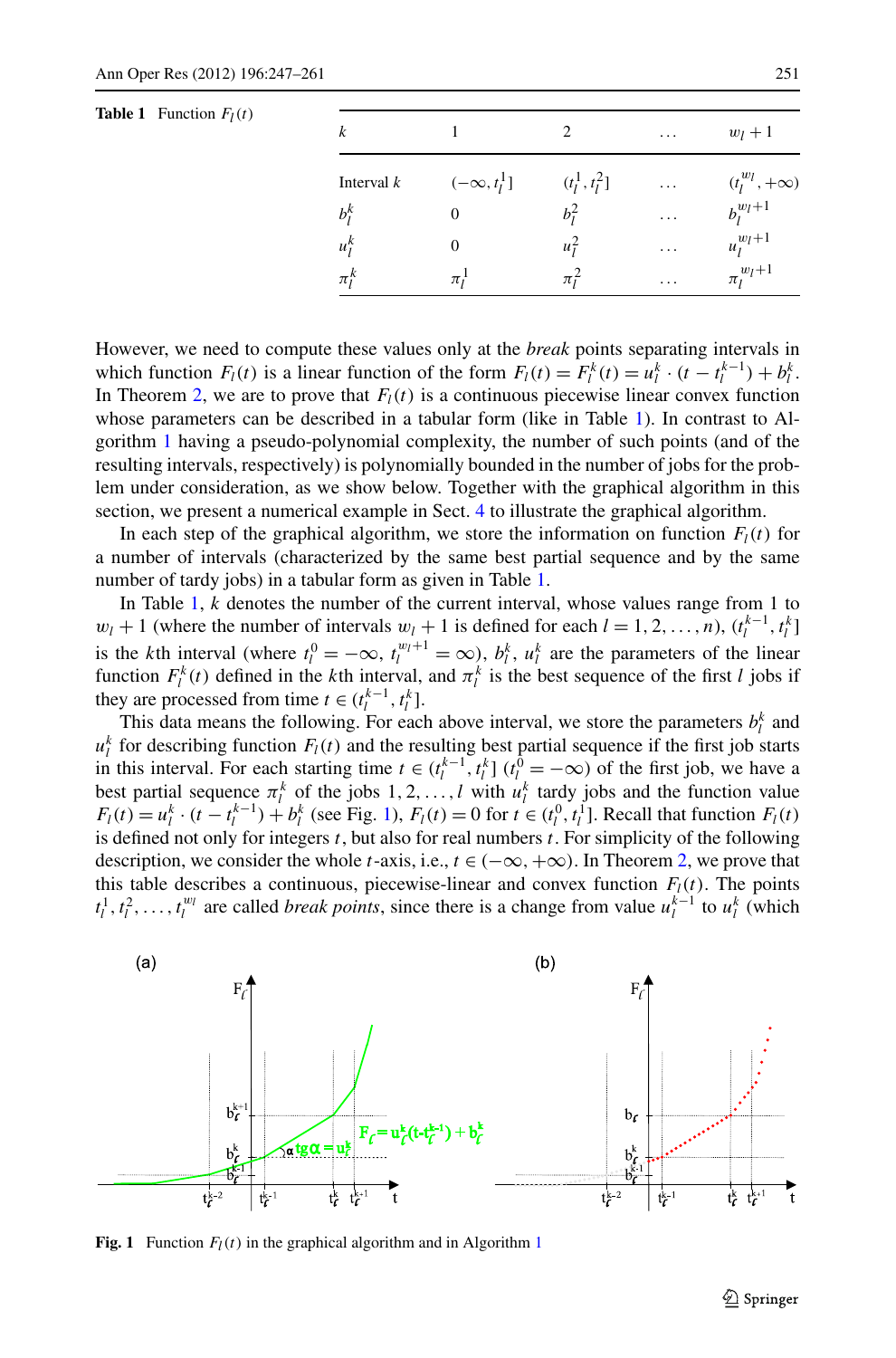**Table 1** Function $F_l(t)$

| $k$ | 1 | 2 | ... | $w_l+1$ |
|---|---|---|---|---|
| Interval $k$ | $(-\infty, t_l^1]$ | $(t_l^1, t_l^2]$ | ... | $(t_l^{w_l}, +\infty)$ |
| $b_l^k$ | 0 | $b_l^2$ | ... | $b_l^{w_l+1}$ |
| $u_l^k$ | 0 | $u_l^2$ | ... | $u_l^{w_l+1}$ |
| $\pi_l^k$ | $\pi_l^1$ | $\pi_l^2$ | ... | $\pi_l^{w_l+1}$ |

However, we need to compute these values only at the *break* points separating intervals in which function $F_l(t)$ is a linear function of the form $F_l(t) = F_l^k(t) = u_l^k \cdot (t - t_l^{k-1}) + b_l^k$. In Theorem 2, we are to prove that $F_l(t)$ is a continuous piecewise linear convex function whose parameters can be described in a tabular form (like in Table 1). In contrast to Algorithm 1 having a pseudo-polynomial complexity, the number of such points (and of the resulting intervals, respectively) is polynomially bounded in the number of jobs for the problem under consideration, as we show below. Together with the graphical algorithm in this section, we present a numerical example in Sect. 4 to illustrate the graphical algorithm.

In each step of the graphical algorithm, we store the information on function $F_l(t)$ for a number of intervals (characterized by the same best partial sequence and by the same number of tardy jobs) in a tabular form as given in Table 1.

In Table 1, $k$ denotes the number of the current interval, whose values range from 1 to $w_l + 1$ (where the number of intervals $w_l + 1$ is defined for each $l = 1, 2, \dots, n$), $(t_l^{k-1}, t_l^k]$ is the $k$th interval (where $t_l^0 = -\infty$, $t_l^{w_l+1} = \infty$), $b_l^k$, $u_l^k$ are the parameters of the linear function $F_l^k(t)$ defined in the $k$th interval, and $\pi_l^k$ is the best sequence of the first $l$ jobs if they are processed from time $t \in (t_l^{k-1}, t_l^k]$.

This data means the following. For each above interval, we store the parameters $b_l^k$ and $u_l^k$ for describing function $F_l(t)$ and the resulting best partial sequence if the first job starts in this interval. For each starting time $t \in (t_l^{k-1}, t_l^k]$ $(t_l^0 = -\infty)$ of the first job, we have a best partial sequence $\pi_l^k$ of the jobs $1, 2, \dots, l$ with $u_l^k$ tardy jobs and the function value $F_l(t) = u_l^k \cdot (t - t_l^{k-1}) + b_l^k$ (see Fig. 1), $F_l(t) = 0$ for $t \in (t_l^0, t_l^1]$. Recall that function $F_l(t)$ is defined not only for integers $t$, but also for real numbers $t$. For simplicity of the following description, we consider the whole $t$-axis, i.e., $t \in (-\infty, +\infty)$. In Theorem 2, we prove that this table describes a continuous, piecewise-linear and convex function $F_l(t)$. The points $t_l^1, t_l^2, \dots, t_l^{w_l}$ are called *break points*, since there is a change from value $u_l^{k-1}$ to $u_l^k$ (which

**Fig. 1** Function $F_l(t)$ in the graphical algorithm and in Algorithm 1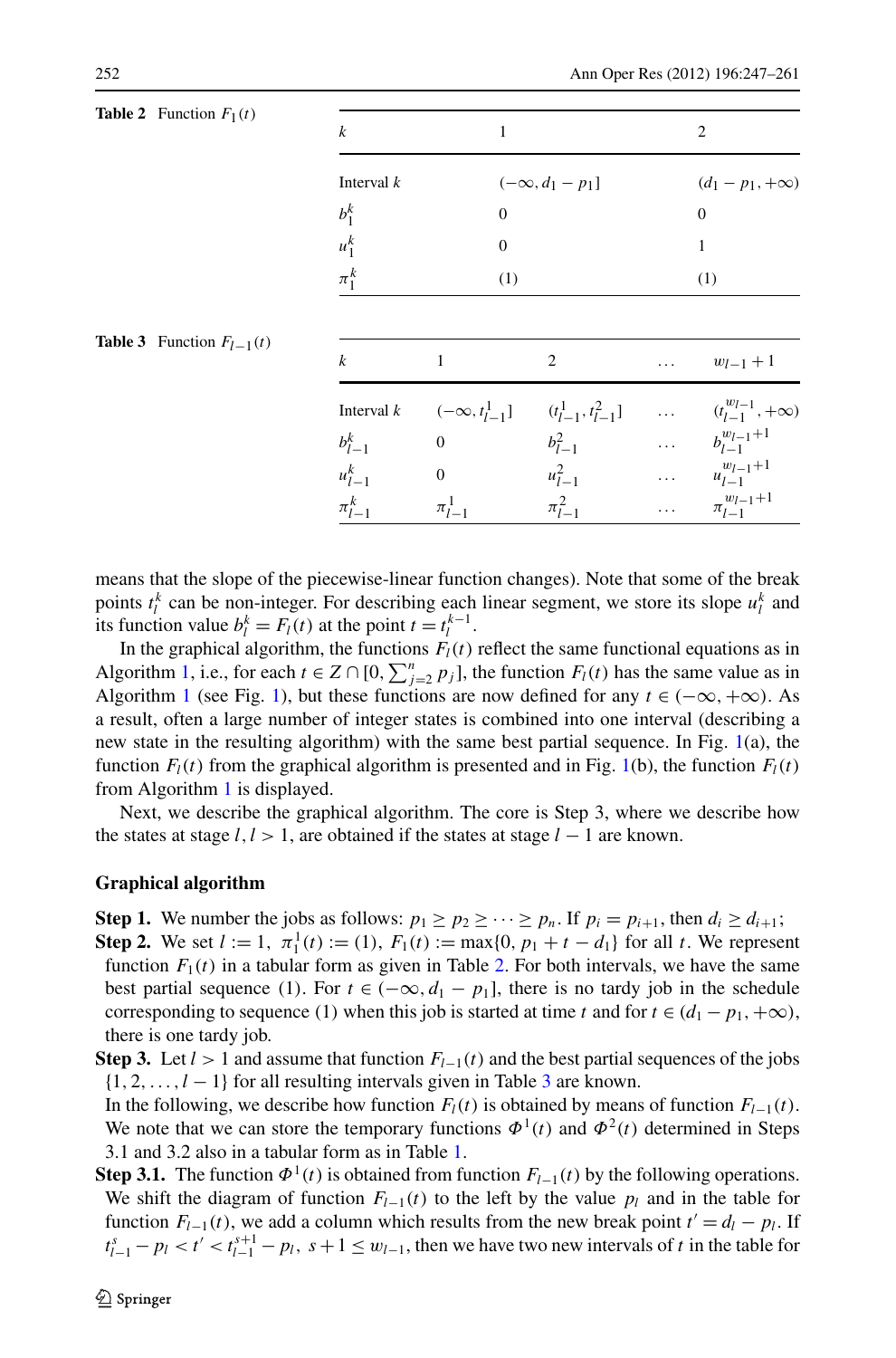**Table 2** Function $F_1(t)$

| $k$ | 1 | 2 |
|---|---|---|
| Interval $k$ | $(-\infty, d_1 - p_1]$ | $(d_1 - p_1, +\infty)$ |
| $b_1^k$ | 0 | 0 |
| $u_1^k$ | 0 | 1 |
| $\pi_1^k$ | (1) | (1) |

**Table 3** Function $F_{l-1}(t)$

| $k$ | 1 | 2 | ... | $w_{l-1}+1$ |
|---|---|---|---|---|
| Interval $k$ | $(-\infty, t_{l-1}^1]$ | $(t_{l-1}^1, t_{l-1}^2]$ | ... | $(t_{l-1}^{w_{l-1}}, +\infty)$ |
| $b_{l-1}^k$ | 0 | $b_{l-1}^2$ | ... | $b_{l-1}^{w_{l-1}+1}$ |
| $u_{l-1}^k$ | 0 | $u_{l-1}^2$ | ... | $u_{l-1}^{w_{l-1}+1}$ |
| $\pi_{l-1}^k$ | $\pi_{l-1}^1$ | $\pi_{l-1}^2$ | ... | $\pi_{l-1}^{w_{l-1}+1}$ |

means that the slope of the piecewise-linear function changes). Note that some of the break points $t_l^k$ can be non-integer. For describing each linear segment, we store its slope $u_l^k$ and its function value $b_l^k = F_l(t)$ at the point $t = t_l^{k-1}$.

In the graphical algorithm, the functions $F_l(t)$ reflect the same functional equations as in Algorithm 1, i.e., for each $t \in Z \cap [0, \sum_{j=2}^n p_j]$, the function $F_l(t)$ has the same value as in Algorithm 1 (see Fig. 1), but these functions are now defined for any $t \in (-\infty, +\infty)$. As a result, often a large number of integer states is combined into one interval (describing a new state in the resulting algorithm) with the same best partial sequence. In Fig. 1(a), the function $F_l(t)$ from the graphical algorithm is presented and in Fig. 1(b), the function $F_l(t)$ from Algorithm 1 is displayed.

Next, we describe the graphical algorithm. The core is Step 3, where we describe how the states at stage $l, l > 1$, are obtained if the states at stage $l - 1$ are known.

### Graphical algorithm

**Step 1.** We number the jobs as follows: $p_1 \geq p_2 \geq \cdots \geq p_n$. If $p_i = p_{i+1}$, then $d_i \geq d_{i+1}$;

**Step 2.** We set $l := 1$, $\pi_1^1(t) := (1)$, $F_1(t) := \max\{0, p_1 + t - d_1\}$ for all $t$. We represent function $F_1(t)$ in a tabular form as given in Table 2. For both intervals, we have the same best partial sequence (1). For $t \in (-\infty, d_1 - p_1]$, there is no tardy job in the schedule corresponding to sequence (1) when this job is started at time $t$ and for $t \in (d_1 - p_1, +\infty)$, there is one tardy job.

**Step 3.** Let $l > 1$ and assume that function $F_{l-1}(t)$ and the best partial sequences of the jobs $\{1, 2, \ldots, l-1\}$ for all resulting intervals given in Table 3 are known.
In the following, we describe how function $F_l(t)$ is obtained by means of function $F_{l-1}(t)$. We note that we can store the temporary functions $\Phi^1(t)$ and $\Phi^2(t)$ determined in Steps 3.1 and 3.2 also in a tabular form as in Table 1.

**Step 3.1.** The function $\Phi^1(t)$ is obtained from function $F_{l-1}(t)$ by the following operations. We shift the diagram of function $F_{l-1}(t)$ to the left by the value $p_l$ and in the table for function $F_{l-1}(t)$, we add a column which results from the new break point $t' = d_l - p_l$. If $t_{l-1}^s - p_l < t' < t_{l-1}^{s+1} - p_l$, $s + 1 \leq w_{l-1}$, then we have two new intervals of $t$ in the table for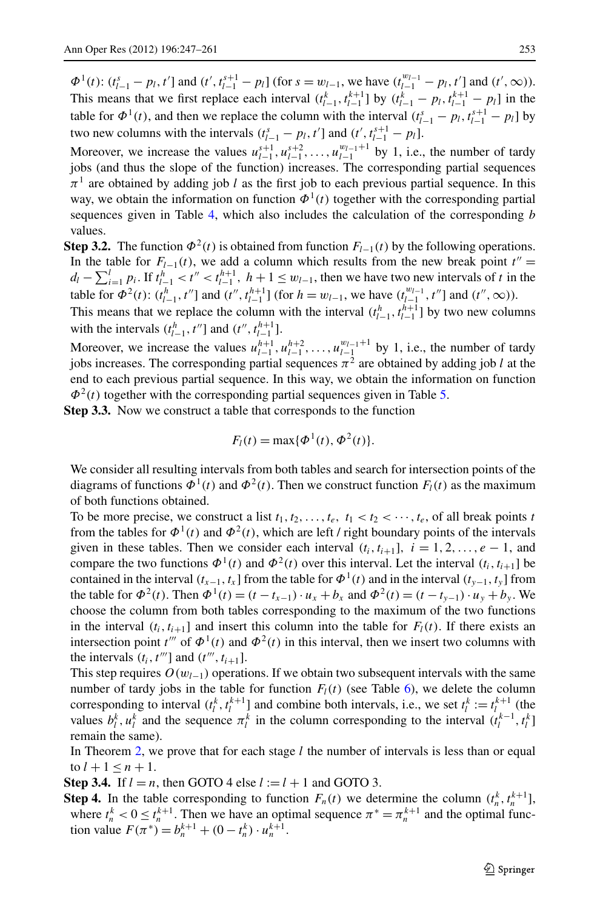$\Phi^1(t)$: $(t_{l-1}^s - p_l, t']$ and $(t', t_{l-1}^{s+1} - p_l]$ (for $s = w_{l-1}$, we have $(t_{l-1}^{w_{l-1}} - p_l, t']$ and $(t', \infty)$). This means that we first replace each interval $(t_{l-1}^k, t_{l-1}^{k+1}]$ by $(t_{l-1}^k - p_l, t_{l-1}^{k+1} - p_l]$ in the table for $\Phi^1(t)$, and then we replace the column with the interval $(t_{l-1}^s - p_l, t_{l-1}^{s+1} - p_l]$ by two new columns with the intervals $(t_{l-1}^s - p_l, t']$ and $(t', t_{l-1}^{s+1} - p_l]$.

Moreover, we increase the values $u_{l-1}^{s+1}, u_{l-1}^{s+2}, \ldots, u_{l-1}^{w_{l-1}+1}$ by 1, i.e., the number of tardy jobs (and thus the slope of the function) increases. The corresponding partial sequences $\pi^1$ are obtained by adding job $l$ as the first job to each previous partial sequence. In this way, we obtain the information on function $\Phi^1(t)$ together with the corresponding partial sequences given in Table 4, which also includes the calculation of the corresponding $b$ values.

**Step 3.2.** The function $\Phi^2(t)$ is obtained from function $F_{l-1}(t)$ by the following operations. In the table for $F_{l-1}(t)$, we add a column which results from the new break point $t'' = d_l - \sum_{i=1}^{l} p_i$. If $t_{l-1}^h < t'' < t_{l-1}^{h+1}$, $h + 1 \le w_{l-1}$, then we have two new intervals of $t$ in the table for $\Phi^2(t)$: $(t_{l-1}^h, t'']$ and $(t'', t_{l-1}^{h+1}]$ (for $h = w_{l-1}$, we have $(t_{l-1}^{w_{l-1}}, t'']$ and $(t'', \infty)$).

This means that we replace the column with the interval $(t_{l-1}^h, t_{l-1}^{h+1}]$ by two new columns with the intervals $(t_{l-1}^h, t'']$ and $(t'', t_{l-1}^{h+1}]$.

Moreover, we increase the values $u_{l-1}^{h+1}, u_{l-1}^{h+2}, \ldots, u_{l-1}^{w_{l-1}+1}$ by 1, i.e., the number of tardy jobs increases. The corresponding partial sequences $\pi^2$ are obtained by adding job $l$ at the end to each previous partial sequence. In this way, we obtain the information on function $\Phi^2(t)$ together with the corresponding partial sequences given in Table 5.

**Step 3.3.** Now we construct a table that corresponds to the function

$$F_l(t) = \max\{\Phi^1(t), \Phi^2(t)\}.$$

We consider all resulting intervals from both tables and search for intersection points of the diagrams of functions $\Phi^1(t)$ and $\Phi^2(t)$. Then we construct function $F_l(t)$ as the maximum of both functions obtained.

To be more precise, we construct a list $t_1, t_2, \ldots, t_e$, $t_1 < t_2 < \cdots, t_e$, of all break points $t$ from the tables for $\Phi^1(t)$ and $\Phi^2(t)$, which are left / right boundary points of the intervals given in these tables. Then we consider each interval $(t_i, t_{i+1}]$, $i = 1, 2, \ldots, e - 1$, and compare the two functions $\Phi^1(t)$ and $\Phi^2(t)$ over this interval. Let the interval $(t_i, t_{i+1}]$ be contained in the interval $(t_{x-1}, t_x]$ from the table for $\Phi^1(t)$ and in the interval $(t_{y-1}, t_y]$ from the table for $\Phi^2(t)$. Then $\Phi^1(t) = (t - t_{x-1}) \cdot u_x + b_x$ and $\Phi^2(t) = (t - t_{y-1}) \cdot u_y + b_y$. We choose the column from both tables corresponding to the maximum of the two functions in the interval $(t_i, t_{i+1}]$ and insert this column into the table for $F_l(t)$. If there exists an intersection point $t'''$ of $\Phi^1(t)$ and $\Phi^2(t)$ in this interval, then we insert two columns with the intervals $(t_i, t''']$ and $(t''', t_{i+1}]$.

This step requires $O(w_{l-1})$ operations. If we obtain two subsequent intervals with the same number of tardy jobs in the table for function $F_l(t)$ (see Table 6), we delete the column corresponding to interval $(t_l^k, t_l^{k+1}]$ and combine both intervals, i.e., we set $t_l^k := t_l^{k+1}$ (the values $b_l^k, u_l^k$ and the sequence $\pi_l^k$ in the column corresponding to the interval $(t_l^{k-1}, t_l^k]$ remain the same).

In Theorem 2, we prove that for each stage $l$ the number of intervals is less than or equal to $l + 1 \le n + 1$.

**Step 3.4.** If $l = n$, then GOTO 4 else $l := l + 1$ and GOTO 3.

**Step 4.** In the table corresponding to function $F_n(t)$ we determine the column $(t_n^k, t_n^{k+1}]$, where $t_n^k < 0 \le t_n^{k+1}$. Then we have an optimal sequence $\pi^* = \pi_n^{k+1}$ and the optimal function value $F(\pi^*) = b_n^{k+1} + (0 - t_n^k) \cdot u_n^{k+1}$.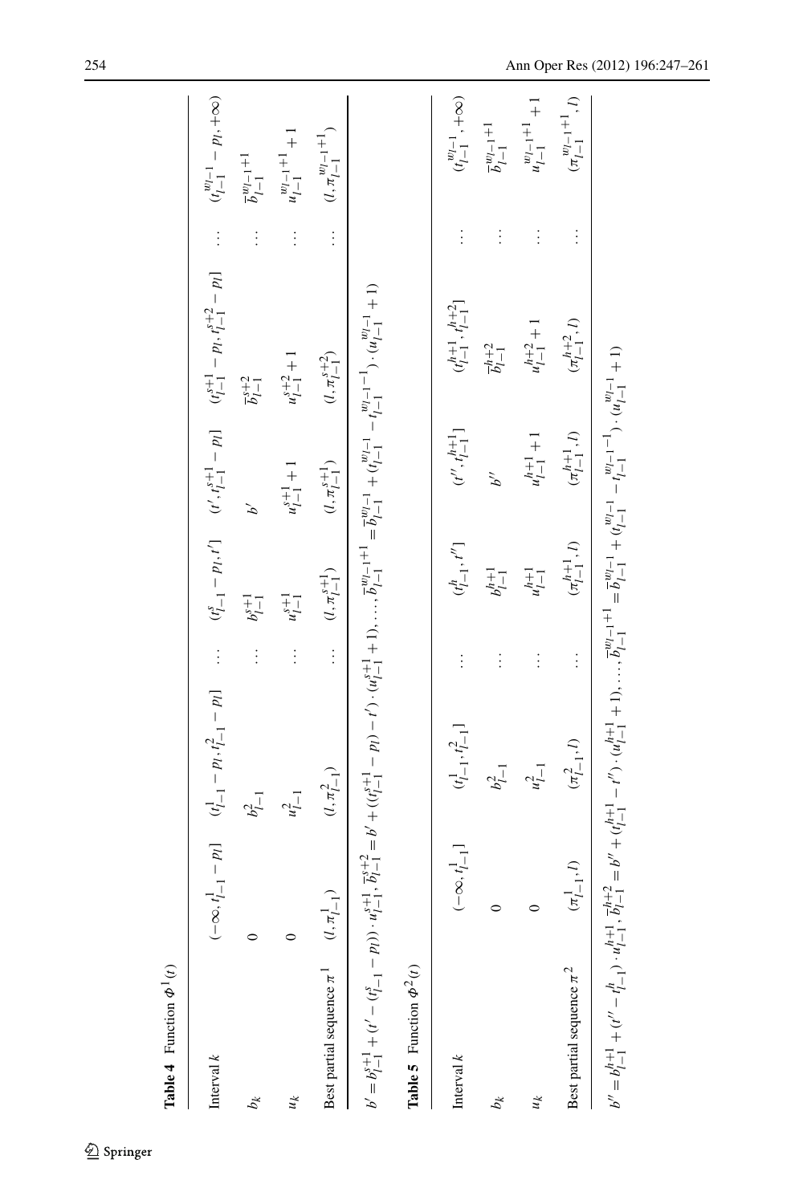**Table 4** Function $\Phi^1(t)$

| Interval $k$ | $(-\infty, t^1_{l-1} - p_l]$ | $(t^1_{l-1} - p_l, t^2_{l-1} - p_l]$ | … | $(t^s_{l-1} - p_l, t']$ | $(t', t^{s+1}_{l-1} - p_l]$ | $(t^{s+1}_{l-1} - p_l, t^{s+2}_{l-1} - p_l]$ | … | $(t^{w_{l-1}}_{l-1} - p_l, +\infty)$ |
|---|---|---|---|---|---|---|---|---|
| $b_k$ | 0 | $b^2_{l-1}$ | … | $b^{s+1}_{l-1}$ | $b'$ | $\overline{b}^{s+2}_{l-1}$ | … | $\overline{b}^{w_{l-1}+1}_{l-1}$ |
| $u_k$ | 0 | $u^2_{l-1}$ | … | $u^{s+1}_{l-1}$ | $u^{s+1}_{l-1} + 1$ | $u^{s+2}_{l-1} + 1$ | … | $u^{w_{l-1}+1}_{l-1} + 1$ |
| Best partial sequence $\pi^1$ | $(l, \pi^1_{l-1})$ | $(l, \pi^2_{l-1})$ | … | $(l, \pi^{s+1}_{l-1})$ | $(l, \pi^{s+1}_{l-1})$ | $(l, \pi^{s+2}_{l-1})$ | … | $(l, \pi^{w_{l-1}+1}_{l-1})$ |

$b' = b^{s+1}_{l-1} + (t' - (t^s_{l-1} - p_l)) \cdot u^{s+1}_{l-1}, \overline{b}^{s+2}_{l-1} = b' + ((t^{s+1}_{l-1} - p_l) - t') \cdot (u^{s+1}_{l-1} + 1), \ldots, \overline{b}^{w_{l-1}+1}_{l-1} = \overline{b}^{w_{l-1}}_{l-1} + (t^{w_{l-1}}_{l-1} - t^{w_{l-1}-1}_{l-1}) \cdot (u^{w_{l-1}}_{l-1} + 1)$

**Table 5** Function $\Phi^2(t)$

| Interval $k$ | $(-\infty, t^1_{l-1}]$ | $(t^1_{l-1}, t^2_{l-1}]$ | … | $(t^h_{l-1}, t'']$ | $(t'', t^{h+1}_{l-1}]$ | $(t^{h+1}_{l-1}, t^{h+2}_{l-1}]$ | … | $(t^{w_{l-1}}_{l-1}, +\infty)$ |
|---|---|---|---|---|---|---|---|---|
| $b_k$ | 0 | $b^2_{l-1}$ | … | $b^{h+1}_{l-1}$ | $b''$ | $\overline{b}^{h+2}_{l-1}$ | … | $\overline{b}^{w_{l-1}+1}_{l-1}$ |
| $u_k$ | 0 | $u^2_{l-1}$ | … | $u^{h+1}_{l-1}$ | $u^{h+1}_{l-1} + 1$ | $u^{h+2}_{l-1} + 1$ | … | $u^{w_{l-1}+1}_{l-1} + 1$ |
| Best partial sequence $\pi^2$ | $(\pi^1_{l-1}, l)$ | $(\pi^2_{l-1}, l)$ | … | $(\pi^{h+1}_{l-1}, l)$ | $(\pi^{h+1}_{l-1}, l)$ | $(\pi^{h+2}_{l-1}, l)$ | … | $(\pi^{w_{l-1}+1}_{l-1}, l)$ |

$b'' = b^{h+1}_{l-1} + (t'' - t^h_{l-1}) \cdot u^{h+1}_{l-1}, \overline{b}^{h+2}_{l-1} = b'' + (t^{h+1}_{l-1} - t'') \cdot (u^{h+1}_{l-1} + 1), \ldots, \overline{b}^{w_{l-1}+1}_{l-1} = \overline{b}^{w_{l-1}}_{l-1} + (t^{w_{l-1}}_{l-1} - t^{w_{l-1}-1}_{l-1}) \cdot (u^{w_{l-1}}_{l-1} + 1)$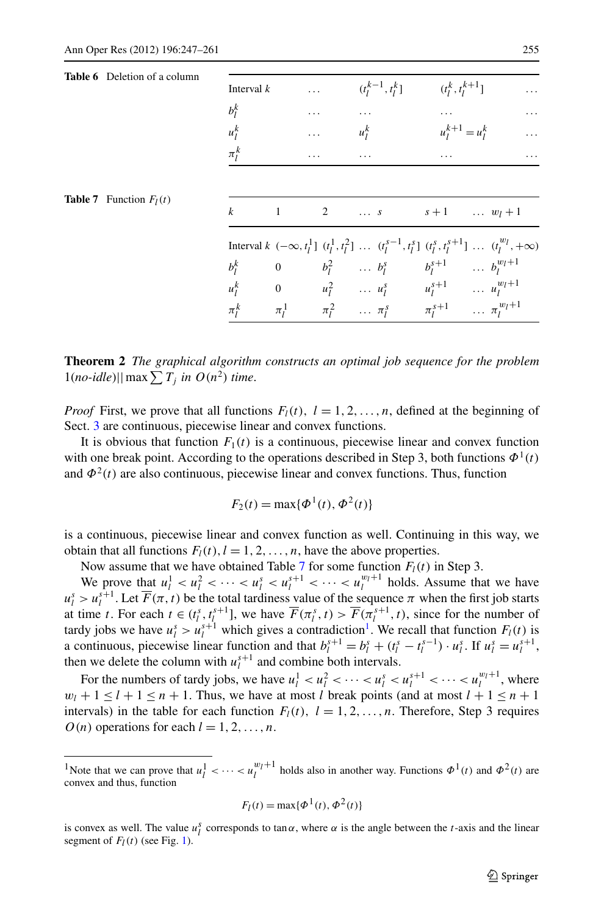**Table 6** Deletion of a column

| Interval $k$ | … | $(t_l^{k-1}, t_l^k]$ | $(t_l^k, t_l^{k+1}]$ | … |
|---|---|---|---|---|
| $b_l^k$ | … | … | … | … |
| $u_l^k$ | … | $u_l^k$ | $u_l^{k+1} = u_l^k$ | … |
| $\pi_l^k$ | … | … | … | … |

**Table 7** Function $F_l(t)$

| $k$ | 1 | 2 | … | $s$ | $s+1$ | … | $w_l + 1$ |
|---|---|---|---|---|---|---|---|
| Interval $k$ | $(-\infty, t_l^1]$ | $(t_l^1, t_l^2]$ | … | $(t_l^{s-1}, t_l^s]$ | $(t_l^s, t_l^{s+1}]$ | … | $(t_l^{w_l}, +\infty)$ |
| $b_l^k$ | 0 | $b_l^2$ | … | $b_l^s$ | $b_l^{s+1}$ | … | $b_l^{w_l+1}$ |
| $u_l^k$ | 0 | $u_l^2$ | … | $u_l^s$ | $u_l^{s+1}$ | … | $u_l^{w_l+1}$ |
| $\pi_l^k$ | $\pi_l^1$ | $\pi_l^2$ | … | $\pi_l^s$ | $\pi_l^{s+1}$ | … | $\pi_l^{w_l+1}$ |

**Theorem 2** *The graphical algorithm constructs an optimal job sequence for the problem* $1(no\text{-}idle)||\max\sum T_j$ *in* $O(n^2)$ *time.*

*Proof* First, we prove that all functions $F_l(t),\ l = 1, 2, \ldots, n$, defined at the beginning of Sect. 3 are continuous, piecewise linear and convex functions.

It is obvious that function $F_1(t)$ is a continuous, piecewise linear and convex function with one break point. According to the operations described in Step 3, both functions $\Phi^1(t)$ and $\Phi^2(t)$ are also continuous, piecewise linear and convex functions. Thus, function

$$F_2(t) = \max\{\Phi^1(t), \Phi^2(t)\}$$

is a continuous, piecewise linear and convex function as well. Continuing in this way, we obtain that all functions $F_l(t), l = 1, 2, \ldots, n$, have the above properties.

Now assume that we have obtained Table 7 for some function $F_l(t)$ in Step 3.

We prove that $u_l^1 < u_l^2 < \cdots < u_l^s < u_l^{s+1} < \cdots < u_l^{w_l+1}$ holds. Assume that we have $u_l^s > u_l^{s+1}$. Let $\overline{F}(\pi, t)$ be the total tardiness value of the sequence $\pi$ when the first job starts at time $t$. For each $t \in (t_l^s, t_l^{s+1}]$, we have $\overline{F}(\pi_l^s, t) > \overline{F}(\pi_l^{s+1}, t)$, since for the number of tardy jobs we have $u_l^s > u_l^{s+1}$ which gives a contradiction[1]. We recall that function $F_l(t)$ is a continuous, piecewise linear function and that $b_l^{s+1} = b_l^s + (t_l^s - t_l^{s-1}) \cdot u_l^s$. If $u_l^s = u_l^{s+1}$, then we delete the column with $u_l^{s+1}$ and combine both intervals.

For the numbers of tardy jobs, we have $u_l^1 < u_l^2 < \cdots < u_l^s < u_l^{s+1} < \cdots < u_l^{w_l+1}$, where $w_l + 1 \le l + 1 \le n + 1$. Thus, we have at most $l$ break points (and at most $l + 1 \le n + 1$ intervals) in the table for each function $F_l(t),\ l = 1, 2, \ldots, n$. Therefore, Step 3 requires $O(n)$ operations for each $l = 1, 2, \ldots, n$.

---

[1] Note that we can prove that $u_l^1 < \cdots < u_l^{w_l+1}$ holds also in another way. Functions $\Phi^1(t)$ and $\Phi^2(t)$ are convex and thus, function

$$F_l(t) = \max\{\Phi^1(t), \Phi^2(t)\}$$

is convex as well. The value $u_l^s$ corresponds to $\tan\alpha$, where $\alpha$ is the angle between the $t$-axis and the linear segment of $F_l(t)$ (see Fig. 1).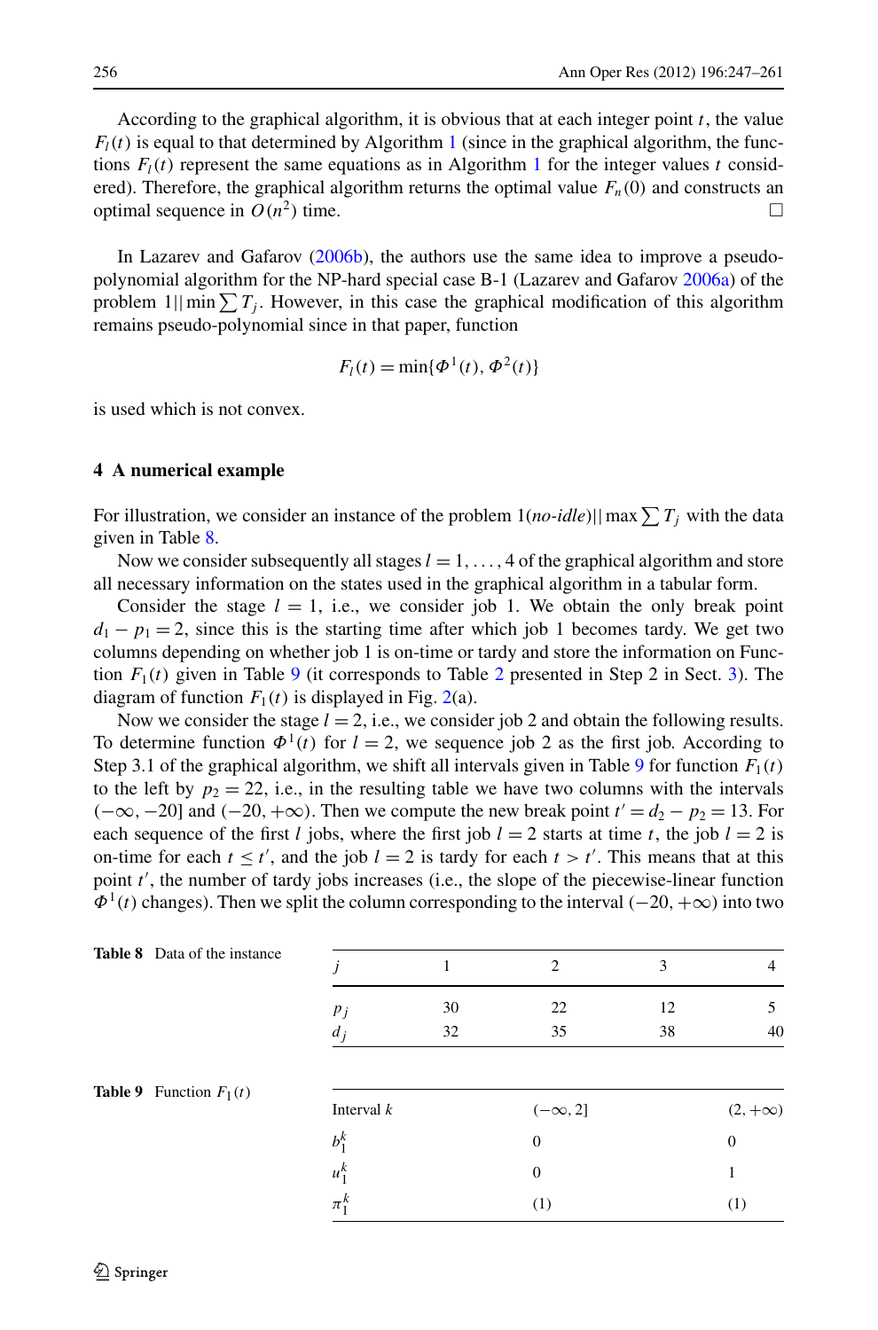According to the graphical algorithm, it is obvious that at each integer point $t$, the value $F_l(t)$ is equal to that determined by Algorithm 1 (since in the graphical algorithm, the functions $F_l(t)$ represent the same equations as in Algorithm 1 for the integer values $t$ considered). Therefore, the graphical algorithm returns the optimal value $F_n(0)$ and constructs an optimal sequence in $O(n^2)$ time. □

In Lazarev and Gafarov (2006b), the authors use the same idea to improve a pseudo-polynomial algorithm for the NP-hard special case B-1 (Lazarev and Gafarov 2006a) of the problem $1||\min \sum T_j$. However, in this case the graphical modification of this algorithm remains pseudo-polynomial since in that paper, function

$$F_l(t) = \min\{\Phi^1(t), \Phi^2(t)\}$$

is used which is not convex.

## 4 A numerical example

For illustration, we consider an instance of the problem $1(\textit{no-idle})||\max \sum T_j$ with the data given in Table 8.

Now we consider subsequently all stages $l = 1, \ldots, 4$ of the graphical algorithm and store all necessary information on the states used in the graphical algorithm in a tabular form.

Consider the stage $l = 1$, i.e., we consider job 1. We obtain the only break point $d_1 - p_1 = 2$, since this is the starting time after which job 1 becomes tardy. We get two columns depending on whether job 1 is on-time or tardy and store the information on Function $F_1(t)$ given in Table 9 (it corresponds to Table 2 presented in Step 2 in Sect. 3). The diagram of function $F_1(t)$ is displayed in Fig. 2(a).

Now we consider the stage $l = 2$, i.e., we consider job 2 and obtain the following results. To determine function $\Phi^1(t)$ for $l = 2$, we sequence job 2 as the first job. According to Step 3.1 of the graphical algorithm, we shift all intervals given in Table 9 for function $F_1(t)$ to the left by $p_2 = 22$, i.e., in the resulting table we have two columns with the intervals $(-\infty, -20]$ and $(-20, +\infty)$. Then we compute the new break point $t' = d_2 - p_2 = 13$. For each sequence of the first $l$ jobs, where the first job $l = 2$ starts at time $t$, the job $l = 2$ is on-time for each $t \le t'$, and the job $l = 2$ is tardy for each $t > t'$. This means that at this point $t'$, the number of tardy jobs increases (i.e., the slope of the piecewise-linear function $\Phi^1(t)$ changes). Then we split the column corresponding to the interval $(-20, +\infty)$ into two

**Table 8** Data of the instance

| $j$ | 1 | 2 | 3 | 4 |
|---|---|---|---|---|
| $p_j$ | 30 | 22 | 12 | 5 |
| $d_j$ | 32 | 35 | 38 | 40 |

**Table 9** Function $F_1(t)$

| Interval $k$ | $(-\infty, 2]$ | $(2, +\infty)$ |
|---|---|---|
| $b_1^k$ | 0 | 0 |
| $u_1^k$ | 0 | 1 |
| $\pi_1^k$ | (1) | (1) |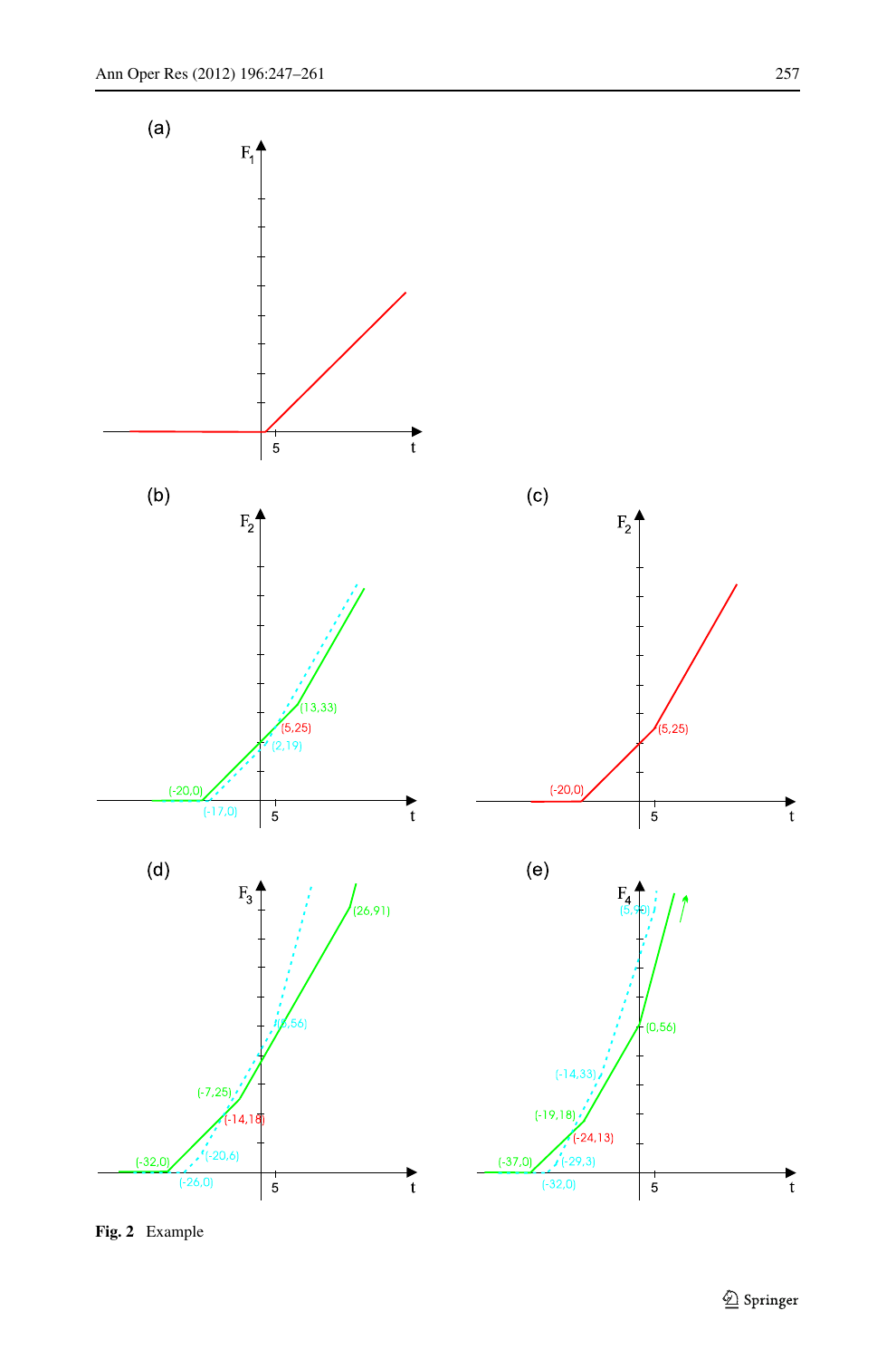Fig. 2 Example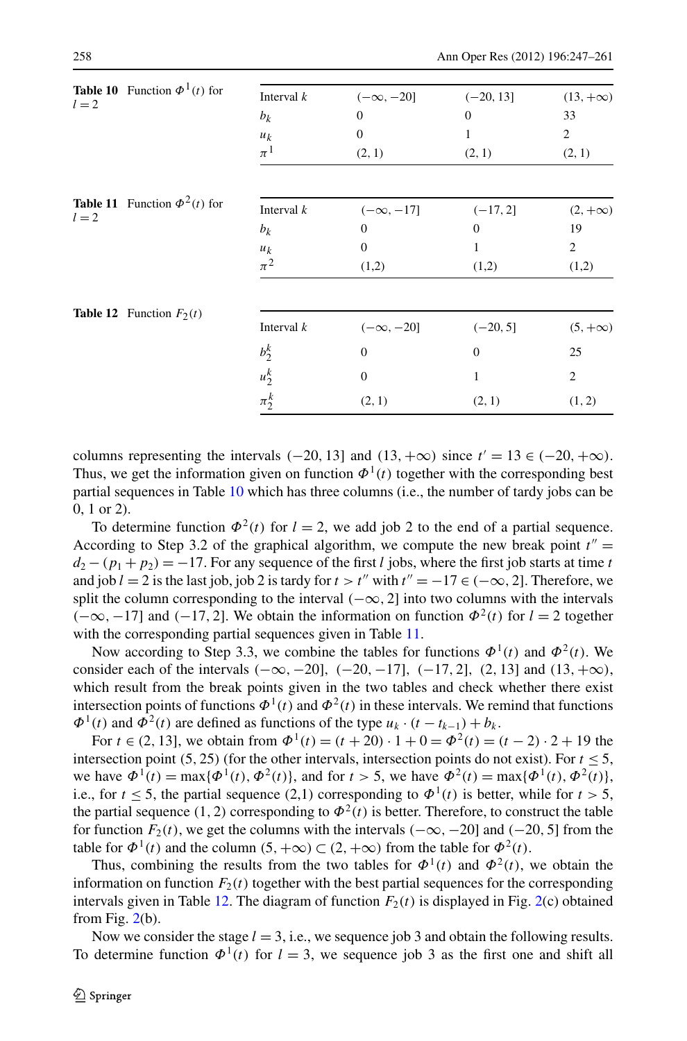Table 10 Function $\Phi^1(t)$ for $l=2$

| Interval $k$ | $(-\infty, -20]$ | $(-20, 13]$ | $(13, +\infty)$ |
|---|---|---|---|
| $b_k$ | 0 | 0 | 33 |
| $u_k$ | 0 | 1 | 2 |
| $\pi^1$ | (2, 1) | (2, 1) | (2, 1) |

Table 11 Function $\Phi^2(t)$ for $l=2$

| Interval $k$ | $(-\infty, -17]$ | $(-17, 2]$ | $(2, +\infty)$ |
|---|---|---|---|
| $b_k$ | 0 | 0 | 19 |
| $u_k$ | 0 | 1 | 2 |
| $\pi^2$ | (1,2) | (1,2) | (1,2) |

Table 12 Function $F_2(t)$

| Interval $k$ | $(-\infty, -20]$ | $(-20, 5]$ | $(5, +\infty)$ |
|---|---|---|---|
| $b_2^k$ | 0 | 0 | 25 |
| $u_2^k$ | 0 | 1 | 2 |
| $\pi_2^k$ | (2, 1) | (2, 1) | (1, 2) |

columns representing the intervals $(-20, 13]$ and $(13, +\infty)$ since $t' = 13 \in (-20, +\infty)$. Thus, we get the information given on function $\Phi^1(t)$ together with the corresponding best partial sequences in Table 10 which has three columns (i.e., the number of tardy jobs can be 0, 1 or 2).

To determine function $\Phi^2(t)$ for $l = 2$, we add job 2 to the end of a partial sequence. According to Step 3.2 of the graphical algorithm, we compute the new break point $t'' = d_2 - (p_1 + p_2) = -17$. For any sequence of the first $l$ jobs, where the first job starts at time $t$ and job $l = 2$ is the last job, job 2 is tardy for $t > t''$ with $t'' = -17 \in (-\infty, 2]$. Therefore, we split the column corresponding to the interval $(-\infty, 2]$ into two columns with the intervals $(-\infty, -17]$ and $(-17, 2]$. We obtain the information on function $\Phi^2(t)$ for $l = 2$ together with the corresponding partial sequences given in Table 11.

Now according to Step 3.3, we combine the tables for functions $\Phi^1(t)$ and $\Phi^2(t)$. We consider each of the intervals $(-\infty, -20]$, $(-20, -17]$, $(-17, 2]$, $(2, 13]$ and $(13, +\infty)$, which result from the break points given in the two tables and check whether there exist intersection points of functions $\Phi^1(t)$ and $\Phi^2(t)$ in these intervals. We remind that functions $\Phi^1(t)$ and $\Phi^2(t)$ are defined as functions of the type $u_k \cdot (t - t_{k-1}) + b_k$.

For $t \in (2, 13]$, we obtain from $\Phi^1(t) = (t + 20) \cdot 1 + 0 = \Phi^2(t) = (t - 2) \cdot 2 + 19$ the intersection point $(5, 25)$ (for the other intervals, intersection points do not exist). For $t \leq 5$, we have $\Phi^1(t) = \max\{\Phi^1(t), \Phi^2(t)\}$, and for $t > 5$, we have $\Phi^2(t) = \max\{\Phi^1(t), \Phi^2(t)\}$, i.e., for $t \leq 5$, the partial sequence (2,1) corresponding to $\Phi^1(t)$ is better, while for $t > 5$, the partial sequence $(1, 2)$ corresponding to $\Phi^2(t)$ is better. Therefore, to construct the table for function $F_2(t)$, we get the columns with the intervals $(-\infty, -20]$ and $(-20, 5]$ from the table for $\Phi^1(t)$ and the column $(5, +\infty) \subset (2, +\infty)$ from the table for $\Phi^2(t)$.

Thus, combining the results from the two tables for $\Phi^1(t)$ and $\Phi^2(t)$, we obtain the information on function $F_2(t)$ together with the best partial sequences for the corresponding intervals given in Table 12. The diagram of function $F_2(t)$ is displayed in Fig. 2(c) obtained from Fig. 2(b).

Now we consider the stage $l = 3$, i.e., we sequence job 3 and obtain the following results. To determine function $\Phi^1(t)$ for $l = 3$, we sequence job 3 as the first one and shift all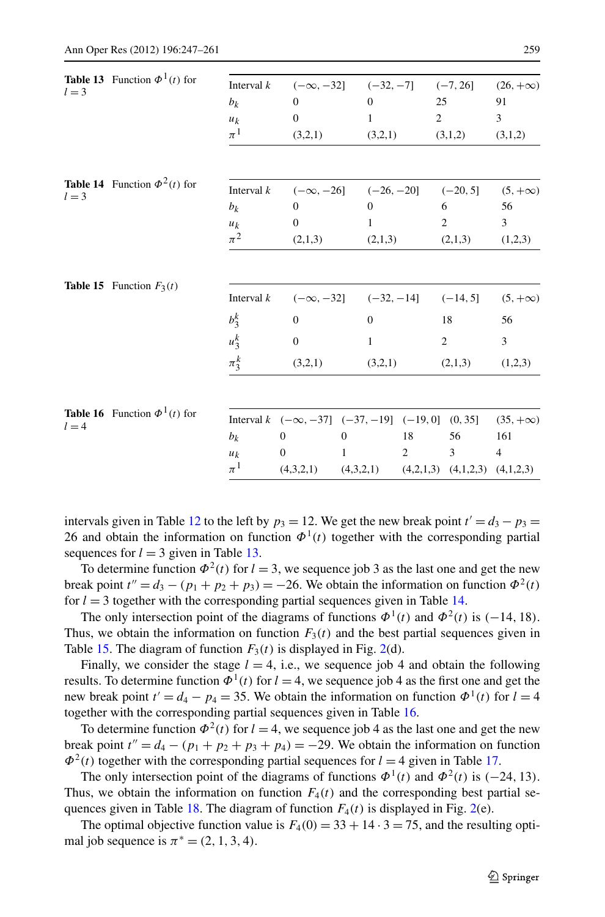**Table 13** Function $\Phi^1(t)$ for $l = 3$

| Interval $k$ | $(-\infty, -32]$ | $(-32, -7]$ | $(-7, 26]$ | $(26, +\infty)$ |
|---|---|---|---|---|
| $b_k$ | 0 | 0 | 25 | 91 |
| $u_k$ | 0 | 1 | 2 | 3 |
| $\pi^1$ | (3,2,1) | (3,2,1) | (3,1,2) | (3,1,2) |

**Table 14** Function $\Phi^2(t)$ for $l = 3$

| Interval $k$ | $(-\infty, -26]$ | $(-26, -20]$ | $(-20, 5]$ | $(5, +\infty)$ |
|---|---|---|---|---|
| $b_k$ | 0 | 0 | 6 | 56 |
| $u_k$ | 0 | 1 | 2 | 3 |
| $\pi^2$ | (2,1,3) | (2,1,3) | (2,1,3) | (1,2,3) |

**Table 15** Function $F_3(t)$

| Interval $k$ | $(-\infty, -32]$ | $(-32, -14]$ | $(-14, 5]$ | $(5, +\infty)$ |
|---|---|---|---|---|
| $b_3^k$ | 0 | 0 | 18 | 56 |
| $u_3^k$ | 0 | 1 | 2 | 3 |
| $\pi_3^k$ | (3,2,1) | (3,2,1) | (2,1,3) | (1,2,3) |

**Table 16** Function $\Phi^1(t)$ for $l = 4$

| Interval $k$ | $(-\infty, -37]$ | $(-37, -19]$ | $(-19, 0]$ | $(0, 35]$ | $(35, +\infty)$ |
|---|---|---|---|---|---|
| $b_k$ | 0 | 0 | 18 | 56 | 161 |
| $u_k$ | 0 | 1 | 2 | 3 | 4 |
| $\pi^1$ | (4,3,2,1) | (4,3,2,1) | (4,2,1,3) | (4,1,2,3) | (4,1,2,3) |

intervals given in Table 12 to the left by $p_3 = 12$. We get the new break point $t' = d_3 - p_3 = 26$ and obtain the information on function $\Phi^1(t)$ together with the corresponding partial sequences for $l = 3$ given in Table 13.

To determine function $\Phi^2(t)$ for $l = 3$, we sequence job 3 as the last one and get the new break point $t'' = d_3 - (p_1 + p_2 + p_3) = -26$. We obtain the information on function $\Phi^2(t)$ for $l = 3$ together with the corresponding partial sequences given in Table 14.

The only intersection point of the diagrams of functions $\Phi^1(t)$ and $\Phi^2(t)$ is $(-14, 18)$. Thus, we obtain the information on function $F_3(t)$ and the best partial sequences given in Table 15. The diagram of function $F_3(t)$ is displayed in Fig. 2(d).

Finally, we consider the stage $l = 4$, i.e., we sequence job 4 and obtain the following results. To determine function $\Phi^1(t)$ for $l = 4$, we sequence job 4 as the first one and get the new break point $t' = d_4 - p_4 = 35$. We obtain the information on function $\Phi^1(t)$ for $l = 4$ together with the corresponding partial sequences given in Table 16.

To determine function $\Phi^2(t)$ for $l = 4$, we sequence job 4 as the last one and get the new break point $t'' = d_4 - (p_1 + p_2 + p_3 + p_4) = -29$. We obtain the information on function $\Phi^2(t)$ together with the corresponding partial sequences for $l = 4$ given in Table 17.

The only intersection point of the diagrams of functions $\Phi^1(t)$ and $\Phi^2(t)$ is $(-24, 13)$. Thus, we obtain the information on function $F_4(t)$ and the corresponding best partial sequences given in Table 18. The diagram of function $F_4(t)$ is displayed in Fig. 2(e).

The optimal objective function value is $F_4(0) = 33 + 14 \cdot 3 = 75$, and the resulting optimal job sequence is $\pi^* = (2, 1, 3, 4)$.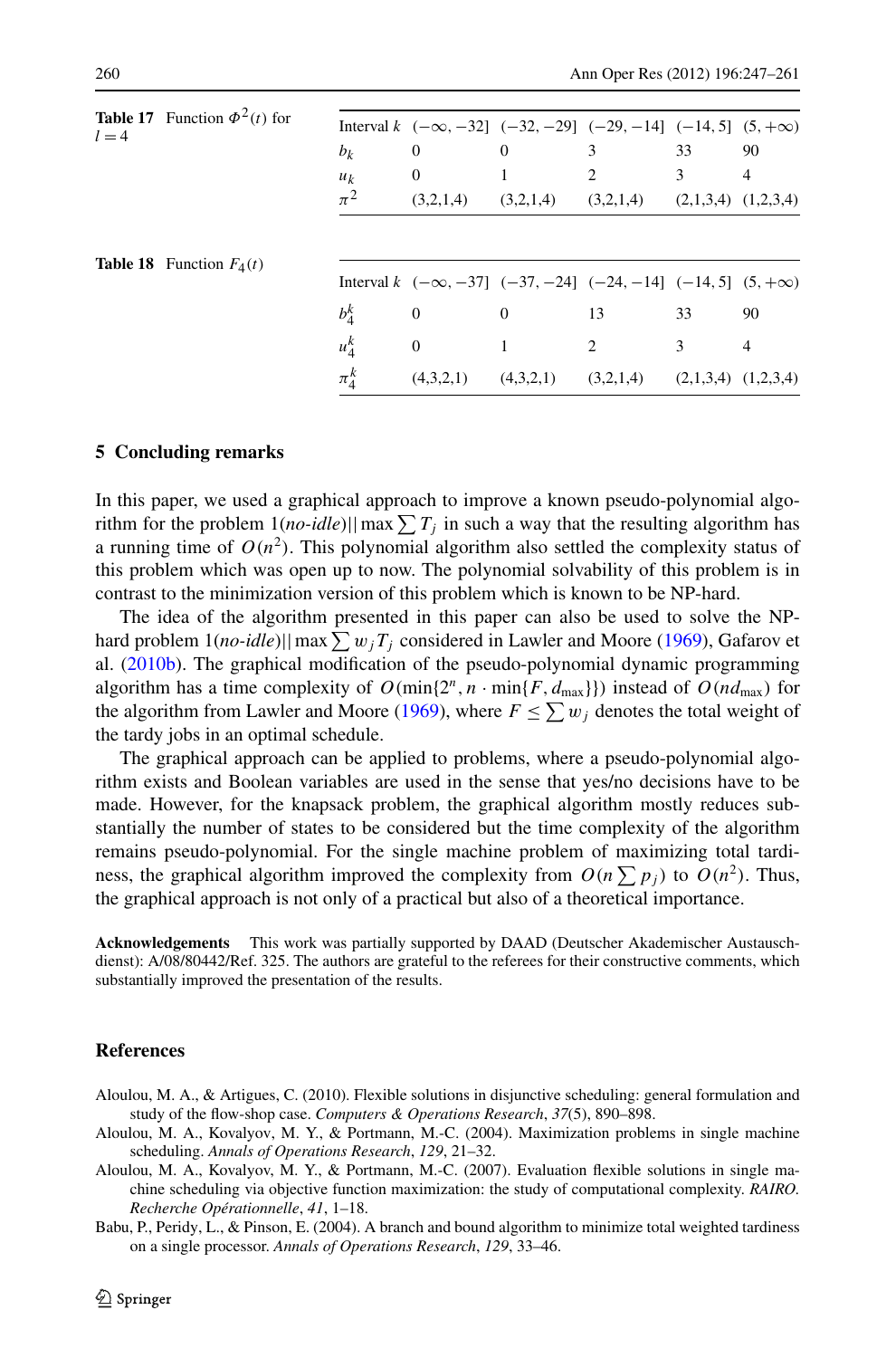**Table 17** Function $\Phi^2(t)$ for $l = 4$

| Interval $k$ | $(-\infty, -32]$ | $(-32, -29]$ | $(-29, -14]$ | $(-14, 5]$ | $(5, +\infty)$ |
|---|---|---|---|---|---|
| $b_k$ | 0 | 0 | 3 | 33 | 90 |
| $u_k$ | 0 | 1 | 2 | 3 | 4 |
| $\pi^2$ | (3,2,1,4) | (3,2,1,4) | (3,2,1,4) | (2,1,3,4) | (1,2,3,4) |

**Table 18** Function $F_4(t)$

| Interval $k$ | $(-\infty, -37]$ | $(-37, -24]$ | $(-24, -14]$ | $(-14, 5]$ | $(5, +\infty)$ |
|---|---|---|---|---|---|
| $b_4^k$ | 0 | 0 | 13 | 33 | 90 |
| $u_4^k$ | 0 | 1 | 2 | 3 | 4 |
| $\pi_4^k$ | (4,3,2,1) | (4,3,2,1) | (3,2,1,4) | (2,1,3,4) | (1,2,3,4) |

## 5 Concluding remarks

In this paper, we used a graphical approach to improve a known pseudo-polynomial algorithm for the problem $1(\textit{no-idle})||\max\sum T_j$ in such a way that the resulting algorithm has a running time of $O(n^2)$. This polynomial algorithm also settled the complexity status of this problem which was open up to now. The polynomial solvability of this problem is in contrast to the minimization version of this problem which is known to be NP-hard.

The idea of the algorithm presented in this paper can also be used to solve the NP-hard problem $1(\textit{no-idle})||\max\sum w_j T_j$ considered in Lawler and Moore (1969), Gafarov et al. (2010b). The graphical modification of the pseudo-polynomial dynamic programming algorithm has a time complexity of $O(\min\{2^n, n\cdot\min\{F, d_{\max}\}\})$ instead of $O(nd_{\max})$ for the algorithm from Lawler and Moore (1969), where $F \le \sum w_j$ denotes the total weight of the tardy jobs in an optimal schedule.

The graphical approach can be applied to problems, where a pseudo-polynomial algorithm exists and Boolean variables are used in the sense that yes/no decisions have to be made. However, for the knapsack problem, the graphical algorithm mostly reduces substantially the number of states to be considered but the time complexity of the algorithm remains pseudo-polynomial. For the single machine problem of maximizing total tardiness, the graphical algorithm improved the complexity from $O(n\sum p_j)$ to $O(n^2)$. Thus, the graphical approach is not only of a practical but also of a theoretical importance.

**Acknowledgements** This work was partially supported by DAAD (Deutscher Akademischer Austauschdienst): A/08/80442/Ref. 325. The authors are grateful to the referees for their constructive comments, which substantially improved the presentation of the results.

## References

Aloulou, M. A., & Artigues, C. (2010). Flexible solutions in disjunctive scheduling: general formulation and study of the flow-shop case. *Computers & Operations Research*, *37*(5), 890–898.

Aloulou, M. A., Kovalyov, M. Y., & Portmann, M.-C. (2004). Maximization problems in single machine scheduling. *Annals of Operations Research*, *129*, 21–32.

Aloulou, M. A., Kovalyov, M. Y., & Portmann, M.-C. (2007). Evaluation flexible solutions in single machine scheduling via objective function maximization: the study of computational complexity. *RAIRO. Recherche Opérationnelle*, *41*, 1–18.

Babu, P., Peridy, L., & Pinson, E. (2004). A branch and bound algorithm to minimize total weighted tardiness on a single processor. *Annals of Operations Research*, *129*, 33–46.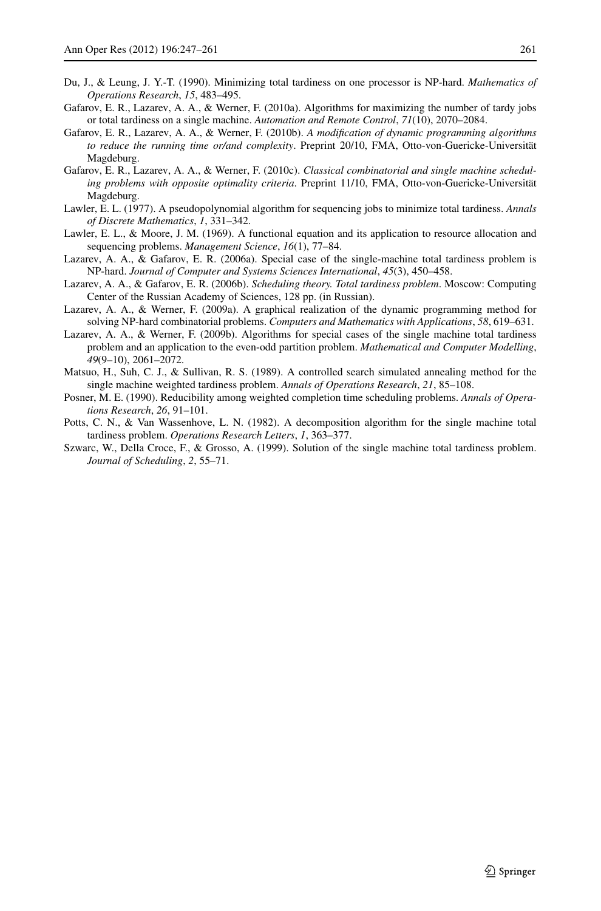Du, J., & Leung, J. Y.-T. (1990). Minimizing total tardiness on one processor is NP-hard. *Mathematics of Operations Research*, *15*, 483–495.

Gafarov, E. R., Lazarev, A. A., & Werner, F. (2010a). Algorithms for maximizing the number of tardy jobs or total tardiness on a single machine. *Automation and Remote Control*, *71*(10), 2070–2084.

Gafarov, E. R., Lazarev, A. A., & Werner, F. (2010b). *A modification of dynamic programming algorithms to reduce the running time or/and complexity*. Preprint 20/10, FMA, Otto-von-Guericke-Universität Magdeburg.

Gafarov, E. R., Lazarev, A. A., & Werner, F. (2010c). *Classical combinatorial and single machine scheduling problems with opposite optimality criteria*. Preprint 11/10, FMA, Otto-von-Guericke-Universität Magdeburg.

Lawler, E. L. (1977). A pseudopolynomial algorithm for sequencing jobs to minimize total tardiness. *Annals of Discrete Mathematics*, *1*, 331–342.

Lawler, E. L., & Moore, J. M. (1969). A functional equation and its application to resource allocation and sequencing problems. *Management Science*, *16*(1), 77–84.

Lazarev, A. A., & Gafarov, E. R. (2006a). Special case of the single-machine total tardiness problem is NP-hard. *Journal of Computer and Systems Sciences International*, *45*(3), 450–458.

Lazarev, A. A., & Gafarov, E. R. (2006b). *Scheduling theory. Total tardiness problem*. Moscow: Computing Center of the Russian Academy of Sciences, 128 pp. (in Russian).

Lazarev, A. A., & Werner, F. (2009a). A graphical realization of the dynamic programming method for solving NP-hard combinatorial problems. *Computers and Mathematics with Applications*, *58*, 619–631.

Lazarev, A. A., & Werner, F. (2009b). Algorithms for special cases of the single machine total tardiness problem and an application to the even-odd partition problem. *Mathematical and Computer Modelling*, *49*(9–10), 2061–2072.

Matsuo, H., Suh, C. J., & Sullivan, R. S. (1989). A controlled search simulated annealing method for the single machine weighted tardiness problem. *Annals of Operations Research*, *21*, 85–108.

Posner, M. E. (1990). Reducibility among weighted completion time scheduling problems. *Annals of Operations Research*, *26*, 91–101.

Potts, C. N., & Van Wassenhove, L. N. (1982). A decomposition algorithm for the single machine total tardiness problem. *Operations Research Letters*, *1*, 363–377.

Szwarc, W., Della Croce, F., & Grosso, A. (1999). Solution of the single machine total tardiness problem. *Journal of Scheduling*, *2*, 55–71.